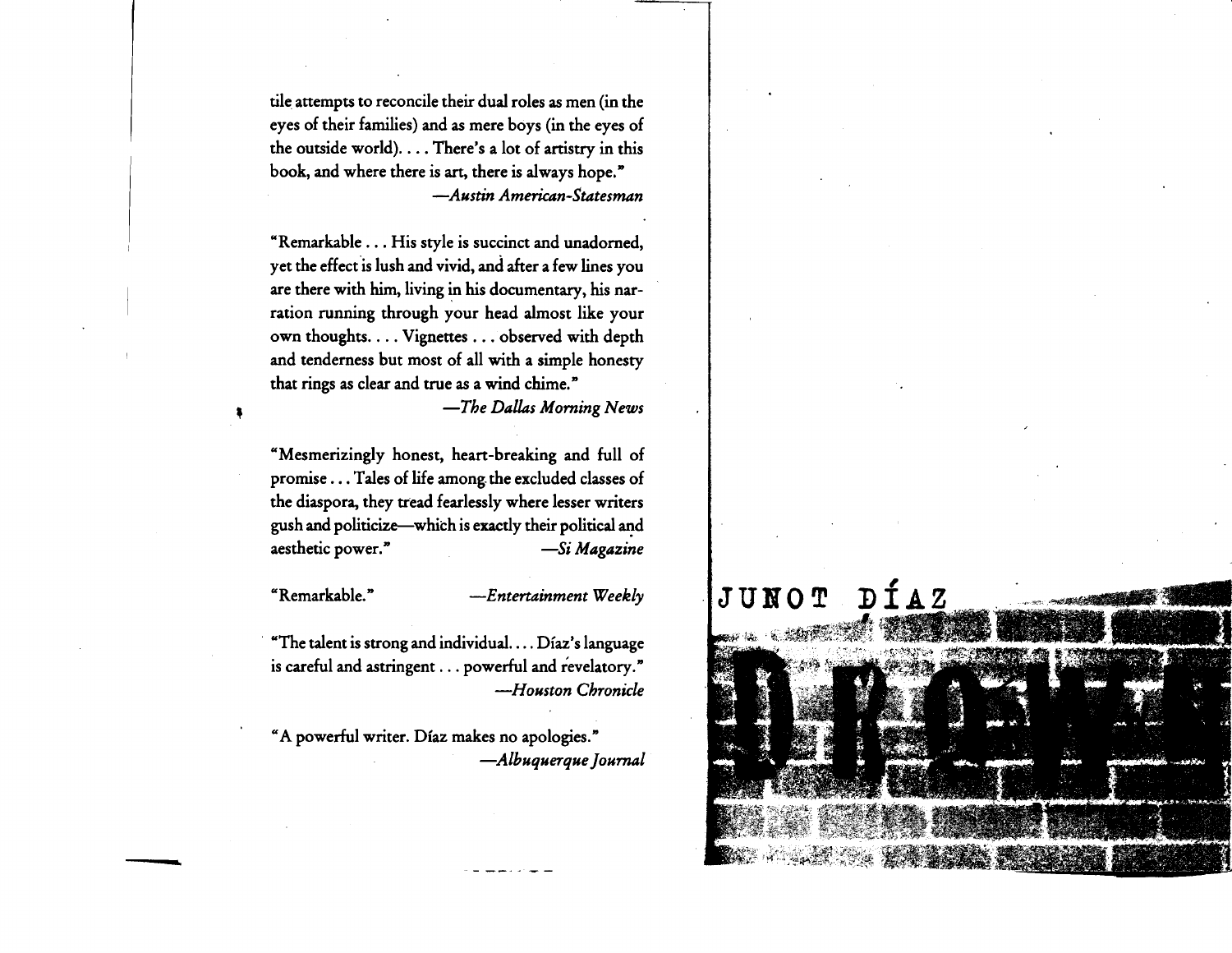tile attempts to reconcile their dual roles as men (in the eyes of their families) and as mere boys (in the eyes of the outside world). . . . There's a lot of artistry in this book, and where there is art, there is always hope."

—*Austin American-Statesman*

"Remarkable . . . His style is succinct and unadorned, yet the effect is lush and vivid, and after a few lines you are there with him, living in his documentary, his narration running through your head almost like your own thoughts. . . . Vignettes . . . observed with depth and tenderness but most of all with a simple honesty that rings as clear and true as a wind chime."

—*The Dallas Morning News*

"Mesmerizingly honest, heart-breaking and full of promise . . . Tales of life among the excluded classes of the diaspora, they tread fearlessly where lesser writers gush and politicize—which is exactly their political and aesthetic power."

—*Si Magazine*

"Remarkable."

—*Entertainment Weekly*

"The talent is strong and individual. . . . Díaz's language is careful and astringent . . . powerful and revelatory."

—*Houston Chronicle*

"A powerful writer. Díaz makes no apologies."

—*Albuquerque Journal*

JUNOT DÍAZ

DROWN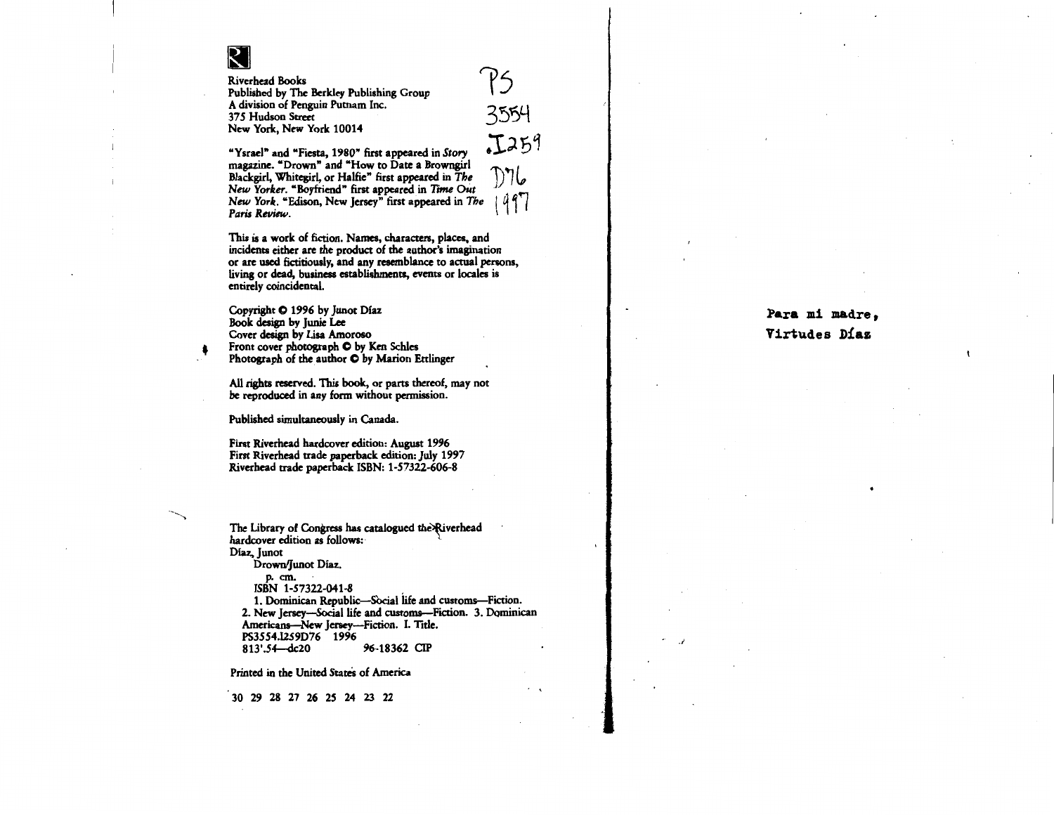Riverhead Books
Published by The Berkley Publishing Group
A division of Penguin Putnam Inc.
375 Hudson Street
New York, New York 10014

PS
3554
.I259
D76
1997

"Ysrael" and "Fiesta, 1980" first appeared in *Story* magazine. "Drown" and "How to Date a Browngirl Blackgirl, Whitegirl, or Halfie" first appeared in *The New Yorker*. "Boyfriend" first appeared in *Time Out New York*. "Edison, New Jersey" first appeared in *The Paris Review*.

This is a work of fiction. Names, characters, places, and incidents either are the product of the author's imagination or are used fictitiously, and any resemblance to actual persons, living or dead, business establishments, events or locales is entirely coincidental.

Copyright © 1996 by Junot Díaz
Book design by Junie Lee
Cover design by Lisa Amoroso
Front cover photograph © by Ken Schles
Photograph of the author © by Marion Ettlinger

All rights reserved. This book, or parts thereof, may not be reproduced in any form without permission.

Published simultaneously in Canada.

First Riverhead hardcover edition: August 1996
First Riverhead trade paperback edition: July 1997
Riverhead trade paperback ISBN: 1-57322-606-8

The Library of Congress has catalogued the Riverhead hardcover edition as follows:
Díaz, Junot
Drown/Junot Díaz.
p. cm.
ISBN 1-57322-041-8
1. Dominican Republic—Social life and customs—Fiction. 2. New Jersey—Social life and customs—Fiction. 3. Dominican Americans—New Jersey—Fiction. I. Title.
PS3554.I259D76 1996
813'.54—dc20 96-18362 CIP

Printed in the United States of America

30 29 28 27 26 25 24 23 22

**Para mi madre,
Virtudes Díaz**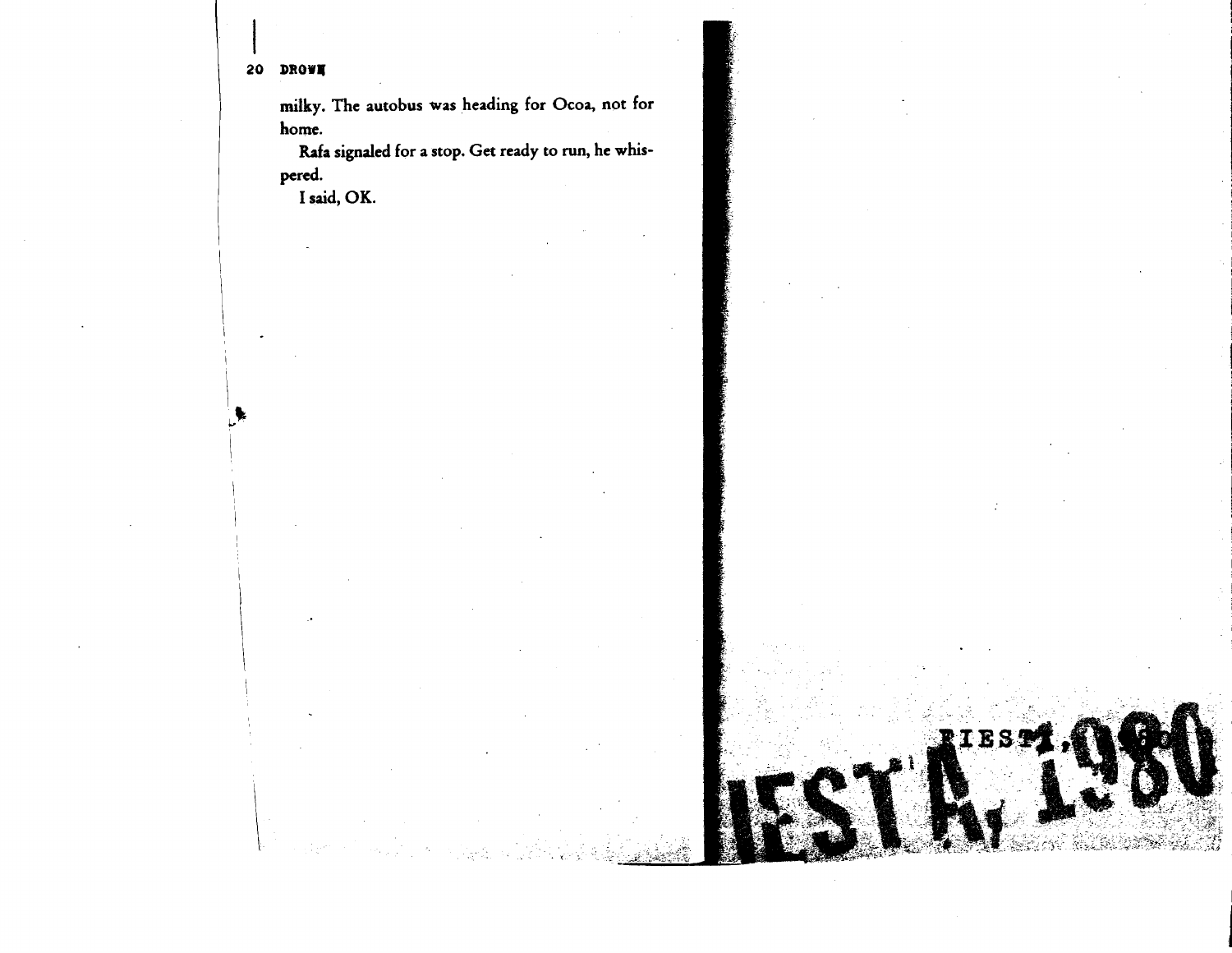milky. The autobus was heading for Ocoa, not for home.

Rafa signaled for a stop. Get ready to run, he whispered.

I said, OK.

# FIESTA, 1980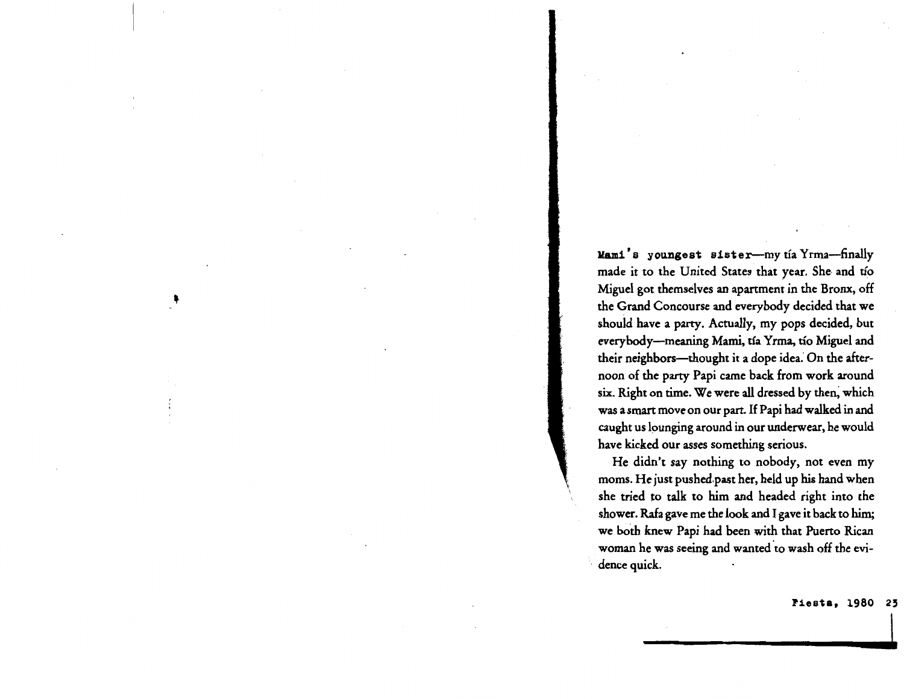**Mami's youngest sister**—my tía Yrma—finally made it to the United States that year. She and tío Miguel got themselves an apartment in the Bronx, off the Grand Concourse and everybody decided that we should have a party. Actually, my pops decided, but everybody—meaning Mami, tía Yrma, tío Miguel and their neighbors—thought it a dope idea. On the afternoon of the party Papi came back from work around six. Right on time. We were all dressed by then, which was a smart move on our part. If Papi had walked in and caught us lounging around in our underwear, he would have kicked our asses something serious.

He didn't say nothing to nobody, not even my moms. He just pushed past her, held up his hand when she tried to talk to him and headed right into the shower. Rafa gave me the look and I gave it back to him; we both knew Papi had been with that Puerto Rican woman he was seeing and wanted to wash off the evidence quick.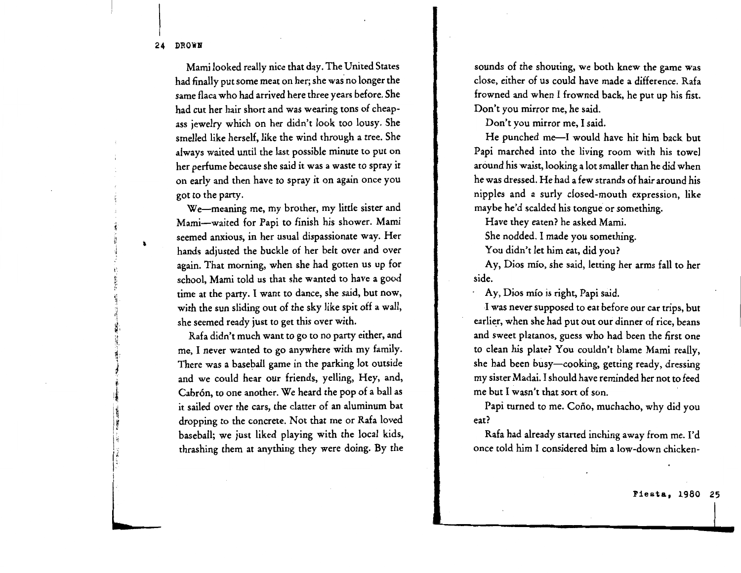Mami looked really nice that day. The United States had finally put some meat on her; she was no longer the same flaca who had arrived here three years before. She had cut her hair short and was wearing tons of cheap-ass jewelry which on her didn't look too lousy. She smelled like herself, like the wind through a tree. She always waited until the last possible minute to put on her perfume because she said it was a waste to spray it on early and then have to spray it on again once you got to the party.

We—meaning me, my brother, my little sister and Mami—waited for Papi to finish his shower. Mami seemed anxious, in her usual dispassionate way. Her hands adjusted the buckle of her belt over and over again. That morning, when she had gotten us up for school, Mami told us that she wanted to have a good time at the party. I want to dance, she said, but now, with the sun sliding out of the sky like spit off a wall, she seemed ready just to get this over with.

Rafa didn't much want to go to no party either, and me, I never wanted to go anywhere with my family. There was a baseball game in the parking lot outside and we could hear our friends, yelling, Hey, and, Cabrón, to one another. We heard the pop of a ball as it sailed over the cars, the clatter of an aluminum bat dropping to the concrete. Not that me or Rafa loved baseball; we just liked playing with the local kids, thrashing them at anything they were doing. By the sounds of the shouting, we both knew the game was close, either of us could have made a difference. Rafa frowned and when I frowned back, he put up his fist. Don't you mirror me, he said.

Don't you mirror me, I said.

He punched me—I would have hit him back but Papi marched into the living room with his towel around his waist, looking a lot smaller than he did when he was dressed. He had a few strands of hair around his nipples and a surly closed-mouth expression, like maybe he'd scalded his tongue or something.

Have they eaten? he asked Mami.

She nodded. I made you something.

You didn't let him eat, did you?

Ay, Dios mío, she said, letting her arms fall to her side.

Ay, Dios mío is right, Papi said.

I was never supposed to eat before our car trips, but earlier, when she had put out our dinner of rice, beans and sweet platanos, guess who had been the first one to clean his plate? You couldn't blame Mami really, she had been busy—cooking, getting ready, dressing my sister Madai. I should have reminded her not to feed me but I wasn't that sort of son.

Papi turned to me. Coño, muchacho, why did you eat?

Rafa had already started inching away from me. I'd once told him I considered him a low-down chicken-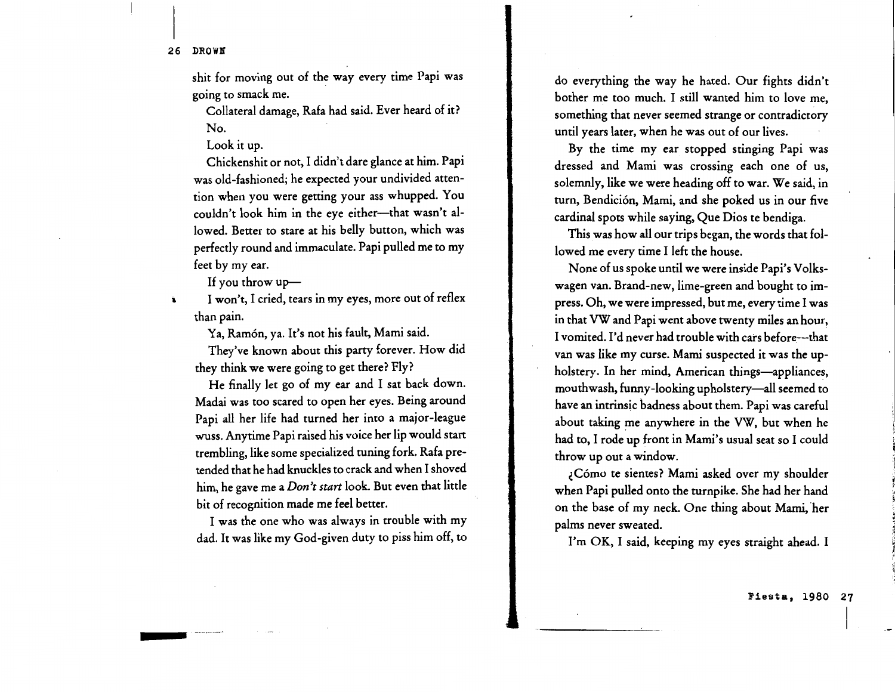shit for moving out of the way every time Papi was going to smack me.

Collateral damage, Rafa had said. Ever heard of it?

No.

Look it up.

Chickenshit or not, I didn't dare glance at him. Papi was old-fashioned; he expected your undivided attention when you were getting your ass whupped. You couldn't look him in the eye either—that wasn't allowed. Better to stare at his belly button, which was perfectly round and immaculate. Papi pulled me to my feet by my ear.

If you throw up—

I won't, I cried, tears in my eyes, more out of reflex than pain.

Ya, Ramón, ya. It's not his fault, Mami said.

They've known about this party forever. How did they think we were going to get there? Fly?

He finally let go of my ear and I sat back down. Madai was too scared to open her eyes. Being around Papi all her life had turned her into a major-league wuss. Anytime Papi raised his voice her lip would start trembling, like some specialized tuning fork. Rafa pretended that he had knuckles to crack and when I shoved him, he gave me a *Don't start* look. But even that little bit of recognition made me feel better.

I was the one who was always in trouble with my dad. It was like my God-given duty to piss him off, to do everything the way he hated. Our fights didn't bother me too much. I still wanted him to love me, something that never seemed strange or contradictory until years later, when he was out of our lives.

By the time my ear stopped stinging Papi was dressed and Mami was crossing each one of us, solemnly, like we were heading off to war. We said, in turn, Bendición, Mami, and she poked us in our five cardinal spots while saying, Que Dios te bendiga.

This was how all our trips began, the words that followed me every time I left the house.

None of us spoke until we were inside Papi's Volkswagen van. Brand-new, lime-green and bought to impress. Oh, we were impressed, but me, every time I was in that VW and Papi went above twenty miles an hour, I vomited. I'd never had trouble with cars before—that van was like my curse. Mami suspected it was the upholstery. In her mind, American things—appliances, mouthwash, funny-looking upholstery—all seemed to have an intrinsic badness about them. Papi was careful about taking me anywhere in the VW, but when he had to, I rode up front in Mami's usual seat so I could throw up out a window.

¿Cómo te sientes? Mami asked over my shoulder when Papi pulled onto the turnpike. She had her hand on the base of my neck. One thing about Mami, her palms never sweated.

I'm OK, I said, keeping my eyes straight ahead. I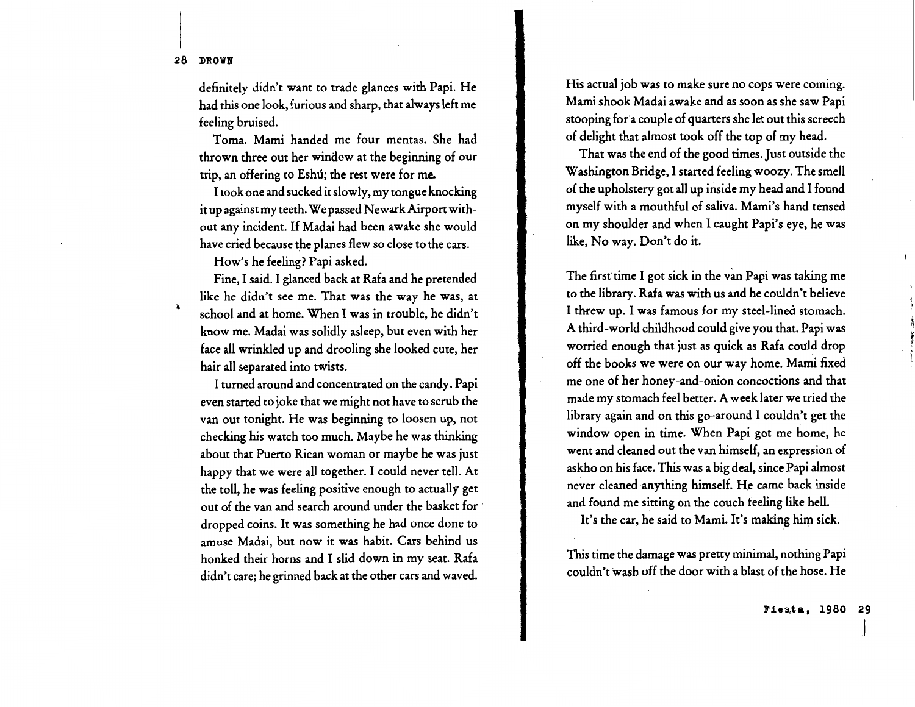definitely didn't want to trade glances with Papi. He had this one look, furious and sharp, that always left me feeling bruised.

Toma. Mami handed me four mentas. She had thrown three out her window at the beginning of our trip, an offering to Eshú; the rest were for me.

I took one and sucked it slowly, my tongue knocking it up against my teeth. We passed Newark Airport without any incident. If Madai had been awake she would have cried because the planes flew so close to the cars.

How's he feeling? Papi asked.

Fine, I said. I glanced back at Rafa and he pretended like he didn't see me. That was the way he was, at school and at home. When I was in trouble, he didn't know me. Madai was solidly asleep, but even with her face all wrinkled up and drooling she looked cute, her hair all separated into twists.

I turned around and concentrated on the candy. Papi even started to joke that we might not have to scrub the van out tonight. He was beginning to loosen up, not checking his watch too much. Maybe he was thinking about that Puerto Rican woman or maybe he was just happy that we were all together. I could never tell. At the toll, he was feeling positive enough to actually get out of the van and search around under the basket for dropped coins. It was something he had once done to amuse Madai, but now it was habit. Cars behind us honked their horns and I slid down in my seat. Rafa didn't care; he grinned back at the other cars and waved. His actual job was to make sure no cops were coming. Mami shook Madai awake and as soon as she saw Papi stooping for a couple of quarters she let out this screech of delight that almost took off the top of my head.

That was the end of the good times. Just outside the Washington Bridge, I started feeling woozy. The smell of the upholstery got all up inside my head and I found myself with a mouthful of saliva. Mami's hand tensed on my shoulder and when I caught Papi's eye, he was like, No way. Don't do it.

The first time I got sick in the van Papi was taking me to the library. Rafa was with us and he couldn't believe I threw up. I was famous for my steel-lined stomach. A third-world childhood could give you that. Papi was worried enough that just as quick as Rafa could drop off the books we were on our way home. Mami fixed me one of her honey-and-onion concoctions and that made my stomach feel better. A week later we tried the library again and on this go-around I couldn't get the window open in time. When Papi got me home, he went and cleaned out the van himself, an expression of askho on his face. This was a big deal, since Papi almost never cleaned anything himself. He came back inside and found me sitting on the couch feeling like hell.

It's the car, he said to Mami. It's making him sick.

This time the damage was pretty minimal, nothing Papi couldn't wash off the door with a blast of the hose. He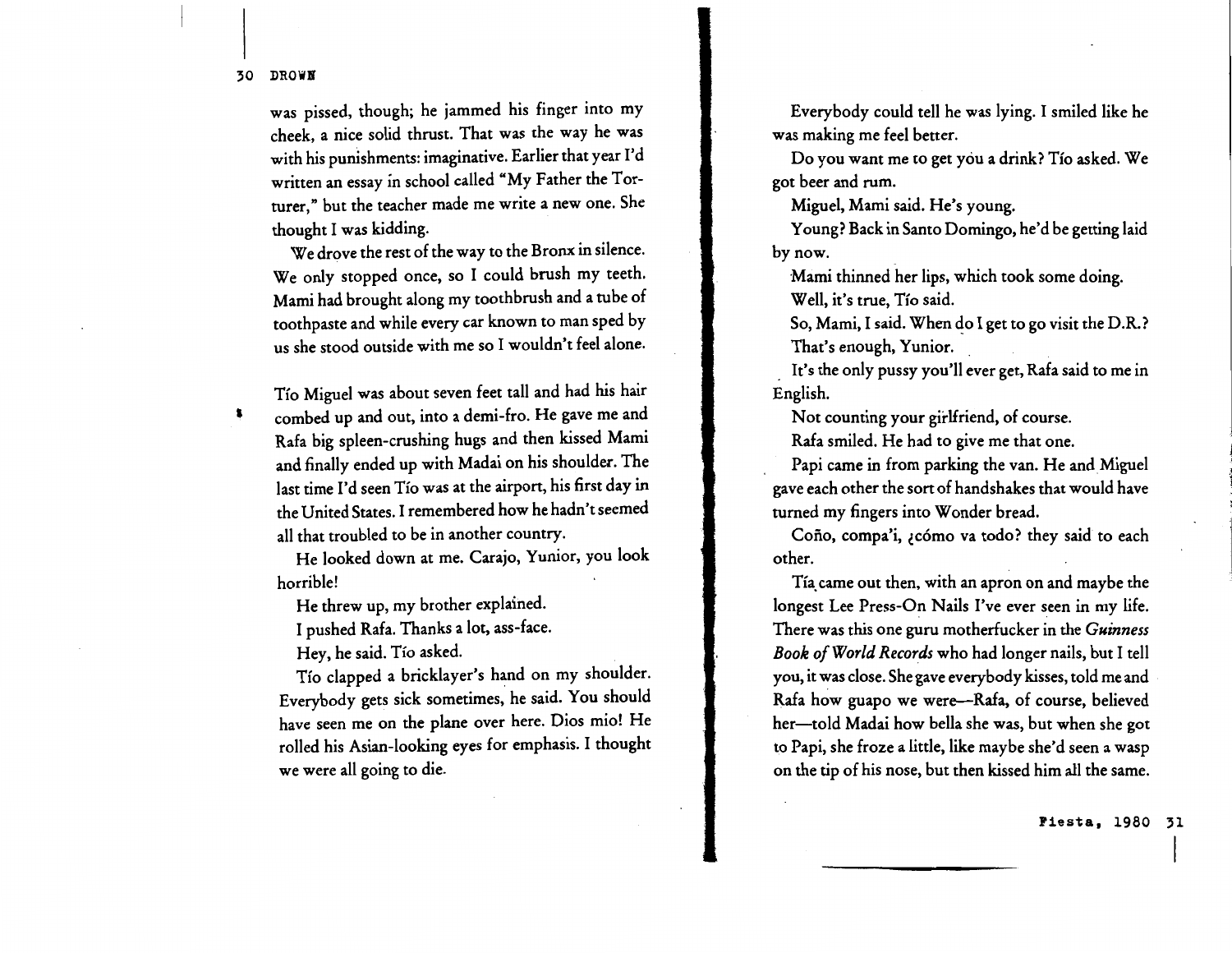was pissed, though; he jammed his finger into my cheek, a nice solid thrust. That was the way he was with his punishments: imaginative. Earlier that year I'd written an essay in school called "My Father the Torturer," but the teacher made me write a new one. She thought I was kidding.

We drove the rest of the way to the Bronx in silence. We only stopped once, so I could brush my teeth. Mami had brought along my toothbrush and a tube of toothpaste and while every car known to man sped by us she stood outside with me so I wouldn't feel alone.

Tío Miguel was about seven feet tall and had his hair combed up and out, into a demi-fro. He gave me and Rafa big spleen-crushing hugs and then kissed Mami and finally ended up with Madai on his shoulder. The last time I'd seen Tío was at the airport, his first day in the United States. I remembered how he hadn't seemed all that troubled to be in another country.

He looked down at me. Carajo, Yunior, you look horrible!

He threw up, my brother explained.

I pushed Rafa. Thanks a lot, ass-face.

Hey, he said. Tío asked.

Tío clapped a bricklayer's hand on my shoulder. Everybody gets sick sometimes, he said. You should have seen me on the plane over here. Dios mio! He rolled his Asian-looking eyes for emphasis. I thought we were all going to die.

Everybody could tell he was lying. I smiled like he was making me feel better.

Do you want me to get you a drink? Tío asked. We got beer and rum.

Miguel, Mami said. He's young.

Young? Back in Santo Domingo, he'd be getting laid by now.

Mami thinned her lips, which took some doing.

Well, it's true, Tío said.

So, Mami, I said. When do I get to go visit the D.R.?

That's enough, Yunior.

It's the only pussy you'll ever get, Rafa said to me in English.

Not counting your girlfriend, of course.

Rafa smiled. He had to give me that one.

Papi came in from parking the van. He and Miguel gave each other the sort of handshakes that would have turned my fingers into Wonder bread.

Coño, compa'i, ¿cómo va todo? they said to each other.

Tía came out then, with an apron on and maybe the longest Lee Press-On Nails I've ever seen in my life. There was this one guru motherfucker in the *Guinness Book of World Records* who had longer nails, but I tell you, it was close. She gave everybody kisses, told me and Rafa how guapo we were—Rafa, of course, believed her—told Madai how bella she was, but when she got to Papi, she froze a little, like maybe she'd seen a wasp on the tip of his nose, but then kissed him all the same.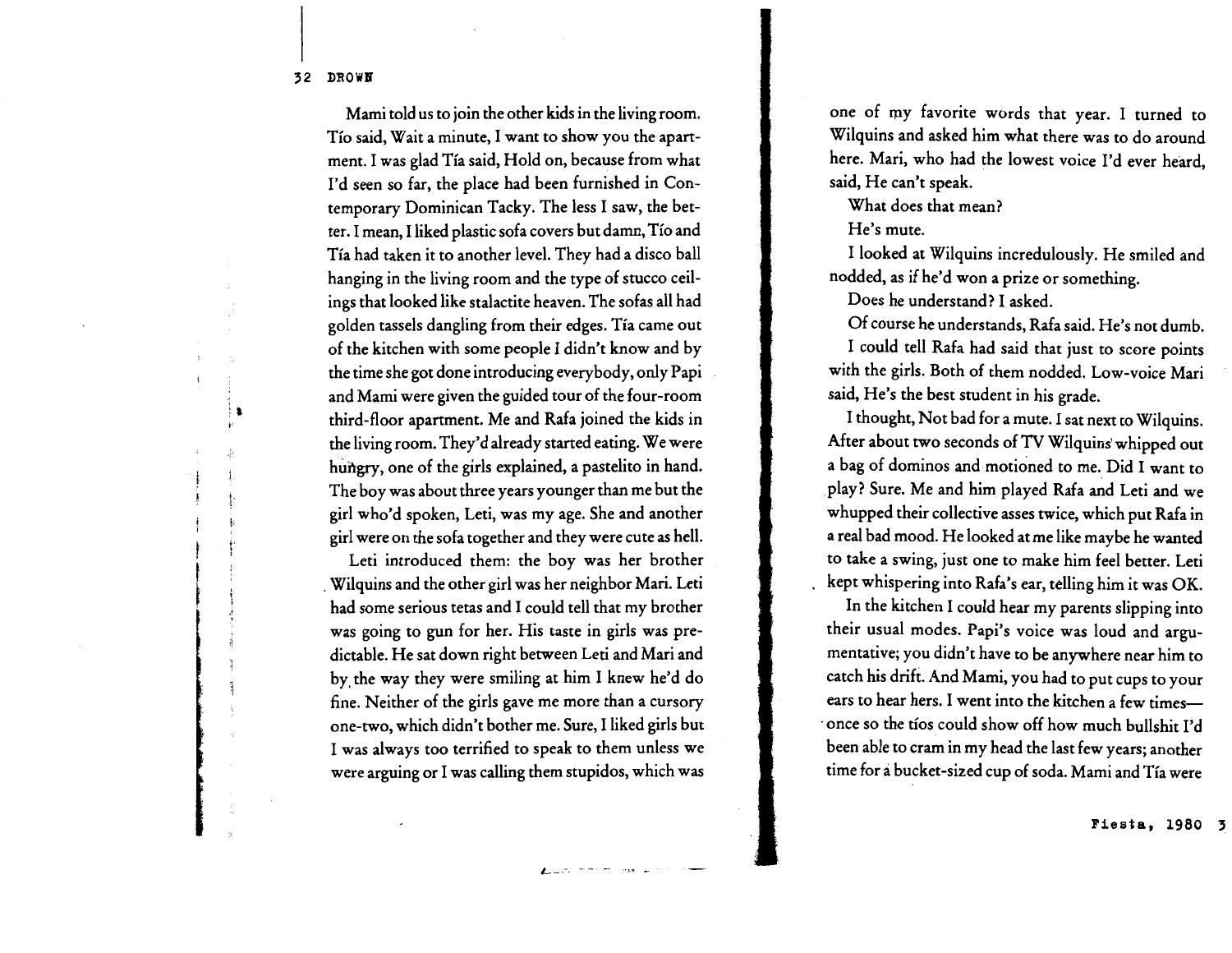Mami told us to join the other kids in the living room. Tío said, Wait a minute, I want to show you the apartment. I was glad Tía said, Hold on, because from what I'd seen so far, the place had been furnished in Contemporary Dominican Tacky. The less I saw, the better. I mean, I liked plastic sofa covers but damn, Tío and Tía had taken it to another level. They had a disco ball hanging in the living room and the type of stucco ceilings that looked like stalactite heaven. The sofas all had golden tassels dangling from their edges. Tía came out of the kitchen with some people I didn't know and by the time she got done introducing everybody, only Papi and Mami were given the guided tour of the four-room third-floor apartment. Me and Rafa joined the kids in the living room. They'd already started eating. We were hungry, one of the girls explained, a pastelito in hand. The boy was about three years younger than me but the girl who'd spoken, Leti, was my age. She and another girl were on the sofa together and they were cute as hell.

Leti introduced them: the boy was her brother Wilquins and the other girl was her neighbor Mari. Leti had some serious tetas and I could tell that my brother was going to gun for her. His taste in girls was predictable. He sat down right between Leti and Mari and by the way they were smiling at him I knew he'd do fine. Neither of the girls gave me more than a cursory one-two, which didn't bother me. Sure, I liked girls but I was always too terrified to speak to them unless we were arguing or I was calling them stupidos, which was one of my favorite words that year. I turned to Wilquins and asked him what there was to do around here. Mari, who had the lowest voice I'd ever heard, said, He can't speak.

What does that mean?

He's mute.

I looked at Wilquins incredulously. He smiled and nodded, as if he'd won a prize or something.

Does he understand? I asked.

Of course he understands, Rafa said. He's not dumb.

I could tell Rafa had said that just to score points with the girls. Both of them nodded. Low-voice Mari said, He's the best student in his grade.

I thought, Not bad for a mute. I sat next to Wilquins. After about two seconds of TV Wilquins whipped out a bag of dominos and motioned to me. Did I want to play? Sure. Me and him played Rafa and Leti and we whupped their collective asses twice, which put Rafa in a real bad mood. He looked at me like maybe he wanted to take a swing, just one to make him feel better. Leti kept whispering into Rafa's ear, telling him it was OK.

In the kitchen I could hear my parents slipping into their usual modes. Papi's voice was loud and argumentative; you didn't have to be anywhere near him to catch his drift. And Mami, you had to put cups to your ears to hear hers. I went into the kitchen a few times—once so the tíos could show off how much bullshit I'd been able to cram in my head the last few years; another time for a bucket-sized cup of soda. Mami and Tía were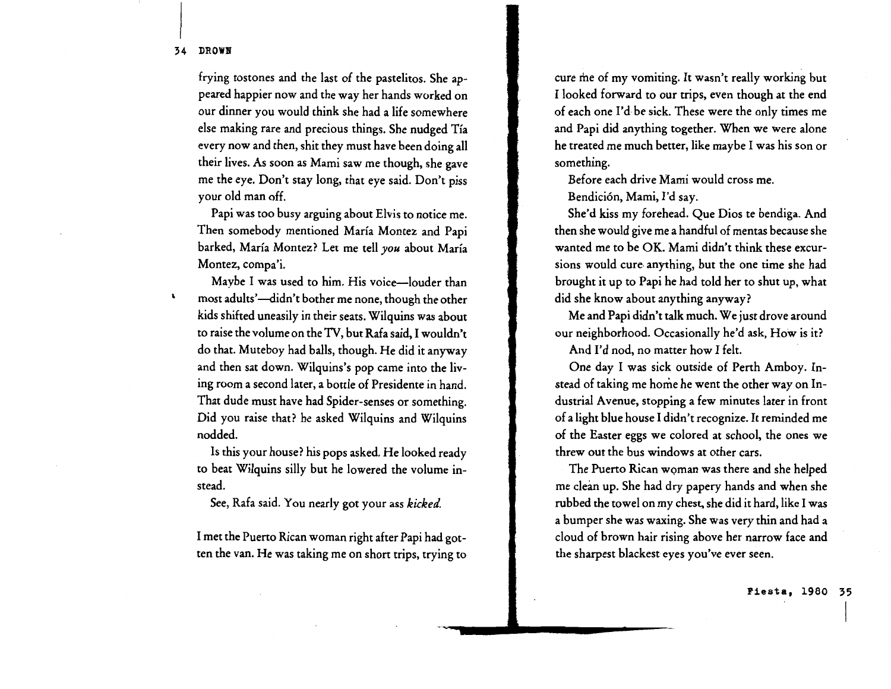frying tostones and the last of the pastelitos. She appeared happier now and the way her hands worked on our dinner you would think she had a life somewhere else making rare and precious things. She nudged Tía every now and then, shit they must have been doing all their lives. As soon as Mami saw me though, she gave me the eye. Don't stay long, that eye said. Don't piss your old man off.

Papi was too busy arguing about Elvis to notice me. Then somebody mentioned María Montez and Papi barked, María Montez? Let me tell *you* about María Montez, compa'i.

Maybe I was used to him. His voice—louder than most adults'—didn't bother me none, though the other kids shifted uneasily in their seats. Wilquins was about to raise the volume on the TV, but Rafa said, I wouldn't do that. Muteboy had balls, though. He did it anyway and then sat down. Wilquins's pop came into the living room a second later, a bottle of Presidente in hand. That dude must have had Spider-senses or something. Did you raise that? he asked Wilquins and Wilquins nodded.

Is this your house? his pops asked. He looked ready to beat Wilquins silly but he lowered the volume instead.

See, Rafa said. You nearly got your ass *kicked*.

I met the Puerto Rican woman right after Papi had gotten the van. He was taking me on short trips, trying to cure me of my vomiting. It wasn't really working but I looked forward to our trips, even though at the end of each one I'd be sick. These were the only times me and Papi did anything together. When we were alone he treated me much better, like maybe I was his son or something.

Before each drive Mami would cross me.

Bendición, Mami, I'd say.

She'd kiss my forehead. Que Dios te bendiga. And then she would give me a handful of mentas because she wanted me to be OK. Mami didn't think these excursions would cure anything, but the one time she had brought it up to Papi he had told her to shut up, what did she know about anything anyway?

Me and Papi didn't talk much. We just drove around our neighborhood. Occasionally he'd ask, How is it?

And I'd nod, no matter how I felt.

One day I was sick outside of Perth Amboy. Instead of taking me home he went the other way on Industrial Avenue, stopping a few minutes later in front of a light blue house I didn't recognize. It reminded me of the Easter eggs we colored at school, the ones we threw out the bus windows at other cars.

The Puerto Rican woman was there and she helped me clean up. She had dry papery hands and when she rubbed the towel on my chest, she did it hard, like I was a bumper she was waxing. She was very thin and had a cloud of brown hair rising above her narrow face and the sharpest blackest eyes you've ever seen.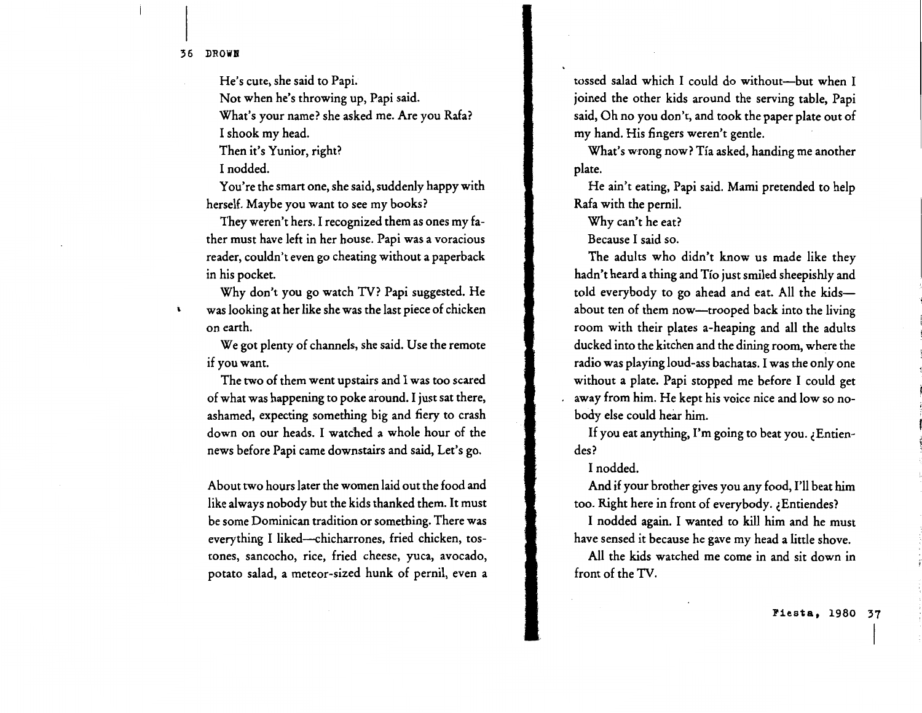He's cute, she said to Papi.

Not when he's throwing up, Papi said.

What's your name? she asked me. Are you Rafa?

I shook my head.

Then it's Yunior, right?

I nodded.

You're the smart one, she said, suddenly happy with herself. Maybe you want to see my books?

They weren't hers. I recognized them as ones my father must have left in her house. Papi was a voracious reader, couldn't even go cheating without a paperback in his pocket.

Why don't you go watch TV? Papi suggested. He was looking at her like she was the last piece of chicken on earth.

We got plenty of channels, she said. Use the remote if you want.

The two of them went upstairs and I was too scared of what was happening to poke around. I just sat there, ashamed, expecting something big and fiery to crash down on our heads. I watched a whole hour of the news before Papi came downstairs and said, Let's go.

About two hours later the women laid out the food and like always nobody but the kids thanked them. It must be some Dominican tradition or something. There was everything I liked—chicharrones, fried chicken, tostones, sancocho, rice, fried cheese, yuca, avocado, potato salad, a meteor-sized hunk of pernil, even a tossed salad which I could do without—but when I joined the other kids around the serving table, Papi said, Oh no you don't, and took the paper plate out of my hand. His fingers weren't gentle.

What's wrong now? Tía asked, handing me another plate.

He ain't eating, Papi said. Mami pretended to help Rafa with the pernil.

Why can't he eat?

Because I said so.

The adults who didn't know us made like they hadn't heard a thing and Tío just smiled sheepishly and told everybody to go ahead and eat. All the kids—about ten of them now—trooped back into the living room with their plates a-heaping and all the adults ducked into the kitchen and the dining room, where the radio was playing loud-ass bachatas. I was the only one without a plate. Papi stopped me before I could get away from him. He kept his voice nice and low so nobody else could hear him.

If you eat anything, I'm going to beat you. ¿Entiendes?

I nodded.

And if your brother gives you any food, I'll beat him too. Right here in front of everybody. ¿Entiendes?

I nodded again. I wanted to kill him and he must have sensed it because he gave my head a little shove.

All the kids watched me come in and sit down in front of the TV.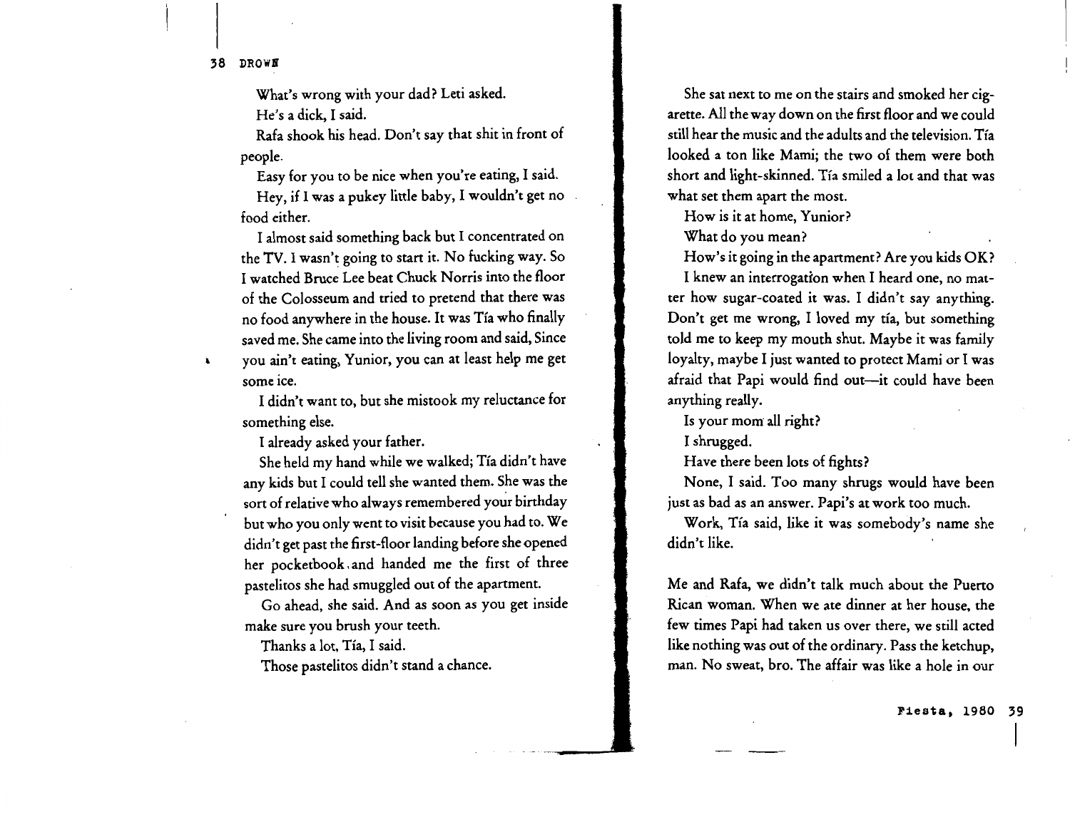What's wrong with your dad? Leti asked.

He's a dick, I said.

Rafa shook his head. Don't say that shit in front of people.

Easy for you to be nice when you're eating, I said.

Hey, if I was a pukey little baby, I wouldn't get no food either.

I almost said something back but I concentrated on the TV. I wasn't going to start it. No fucking way. So I watched Bruce Lee beat Chuck Norris into the floor of the Colosseum and tried to pretend that there was no food anywhere in the house. It was Tía who finally saved me. She came into the living room and said, Since you ain't eating, Yunior, you can at least help me get some ice.

I didn't want to, but she mistook my reluctance for something else.

I already asked your father.

She held my hand while we walked; Tía didn't have any kids but I could tell she wanted them. She was the sort of relative who always remembered your birthday but who you only went to visit because you had to. We didn't get past the first-floor landing before she opened her pocketbook and handed me the first of three pastelitos she had smuggled out of the apartment.

Go ahead, she said. And as soon as you get inside make sure you brush your teeth.

Thanks a lot, Tía, I said.

Those pastelitos didn't stand a chance.

She sat next to me on the stairs and smoked her cigarette. All the way down on the first floor and we could still hear the music and the adults and the television. Tía looked a ton like Mami; the two of them were both short and light-skinned. Tía smiled a lot and that was what set them apart the most.

How is it at home, Yunior?

What do you mean?

How's it going in the apartment? Are you kids OK?

I knew an interrogation when I heard one, no matter how sugar-coated it was. I didn't say anything. Don't get me wrong, I loved my tía, but something told me to keep my mouth shut. Maybe it was family loyalty, maybe I just wanted to protect Mami or I was afraid that Papi would find out—it could have been anything really.

Is your mom all right?

I shrugged.

Have there been lots of fights?

None, I said. Too many shrugs would have been just as bad as an answer. Papi's at work too much.

Work, Tía said, like it was somebody's name she didn't like.

Me and Rafa, we didn't talk much about the Puerto Rican woman. When we ate dinner at her house, the few times Papi had taken us over there, we still acted like nothing was out of the ordinary. Pass the ketchup, man. No sweat, bro. The affair was like a hole in our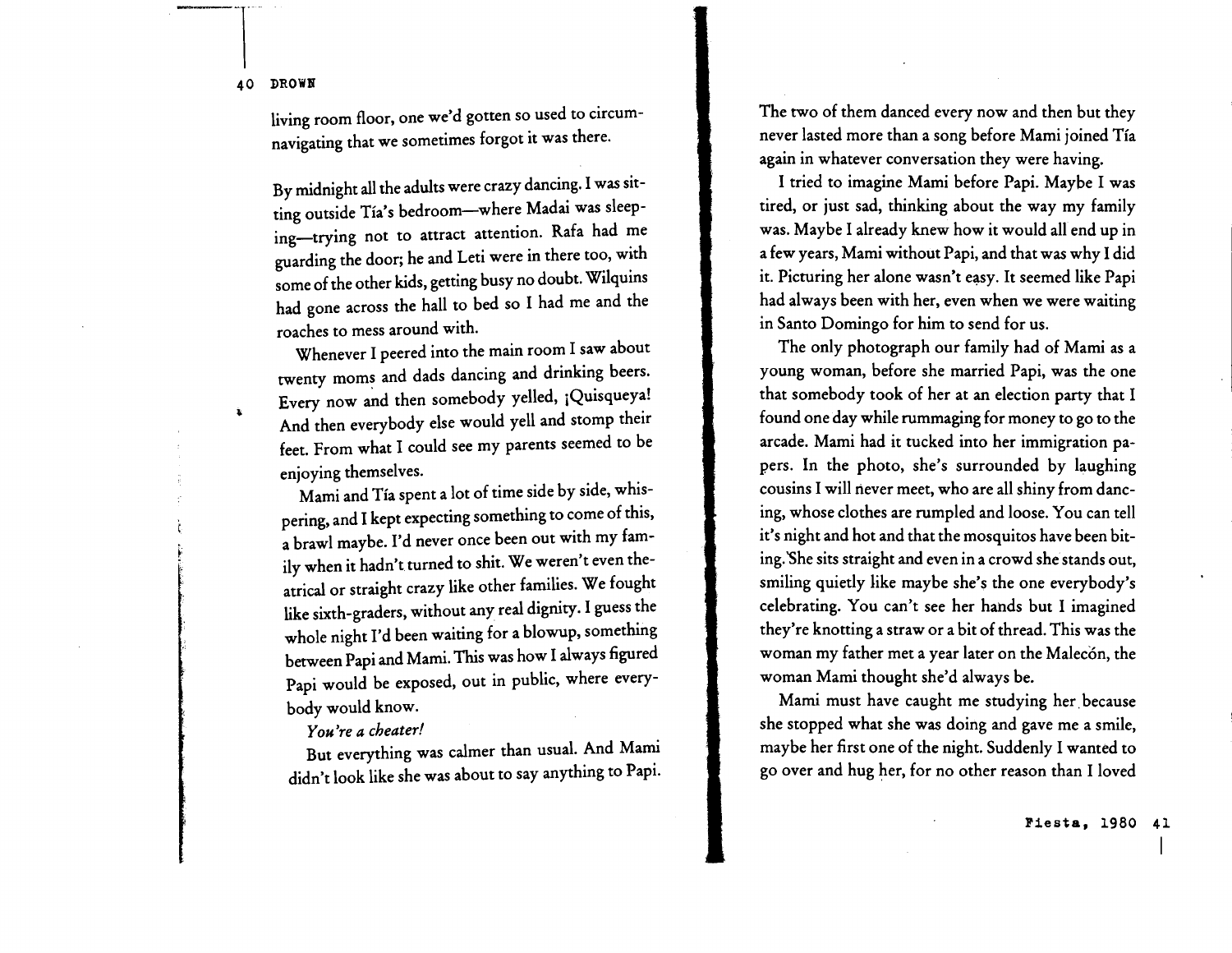living room floor, one we'd gotten so used to circumnavigating that we sometimes forgot it was there.

By midnight all the adults were crazy dancing. I was sitting outside Tía's bedroom—where Madai was sleeping—trying not to attract attention. Rafa had me guarding the door; he and Leti were in there too, with some of the other kids, getting busy no doubt. Wilquins had gone across the hall to bed so I had me and the roaches to mess around with.

Whenever I peered into the main room I saw about twenty moms and dads dancing and drinking beers. Every now and then somebody yelled, ¡Quisqueya! And then everybody else would yell and stomp their feet. From what I could see my parents seemed to be enjoying themselves.

Mami and Tía spent a lot of time side by side, whispering, and I kept expecting something to come of this, a brawl maybe. I'd never once been out with my family when it hadn't turned to shit. We weren't even theatrical or straight crazy like other families. We fought like sixth-graders, without any real dignity. I guess the whole night I'd been waiting for a blowup, something between Papi and Mami. This was how I always figured Papi would be exposed, out in public, where everybody would know.

*You're a cheater!*

But everything was calmer than usual. And Mami didn't look like she was about to say anything to Papi. The two of them danced every now and then but they never lasted more than a song before Mami joined Tía again in whatever conversation they were having.

I tried to imagine Mami before Papi. Maybe I was tired, or just sad, thinking about the way my family was. Maybe I already knew how it would all end up in a few years, Mami without Papi, and that was why I did it. Picturing her alone wasn't easy. It seemed like Papi had always been with her, even when we were waiting in Santo Domingo for him to send for us.

The only photograph our family had of Mami as a young woman, before she married Papi, was the one that somebody took of her at an election party that I found one day while rummaging for money to go to the arcade. Mami had it tucked into her immigration papers. In the photo, she's surrounded by laughing cousins I will never meet, who are all shiny from dancing, whose clothes are rumpled and loose. You can tell it's night and hot and that the mosquitos have been biting. She sits straight and even in a crowd she stands out, smiling quietly like maybe she's the one everybody's celebrating. You can't see her hands but I imagined they're knotting a straw or a bit of thread. This was the woman my father met a year later on the Malecón, the woman Mami thought she'd always be.

Mami must have caught me studying her because she stopped what she was doing and gave me a smile, maybe her first one of the night. Suddenly I wanted to go over and hug her, for no other reason than I loved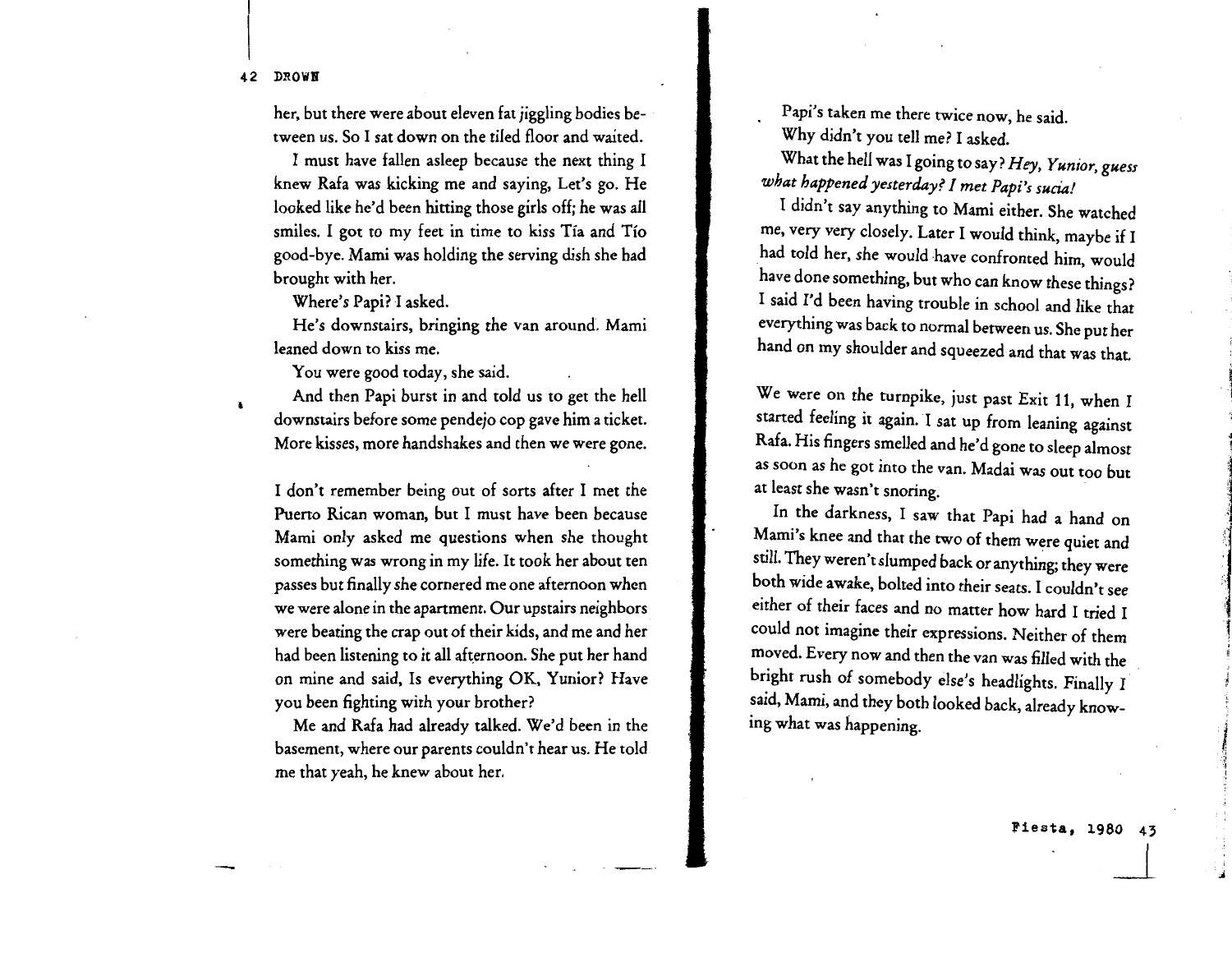her, but there were about eleven fat jiggling bodies between us. So I sat down on the tiled floor and waited.

I must have fallen asleep because the next thing I knew Rafa was kicking me and saying, Let's go. He looked like he'd been hitting those girls off; he was all smiles. I got to my feet in time to kiss Tía and Tío good-bye. Mami was holding the serving dish she had brought with her.

Where's Papi? I asked.

He's downstairs, bringing the van around. Mami leaned down to kiss me.

You were good today, she said.

And then Papi burst in and told us to get the hell downstairs before some pendejo cop gave him a ticket. More kisses, more handshakes and then we were gone.

I don't remember being out of sorts after I met the Puerto Rican woman, but I must have been because Mami only asked me questions when she thought something was wrong in my life. It took her about ten passes but finally she cornered me one afternoon when we were alone in the apartment. Our upstairs neighbors were beating the crap out of their kids, and me and her had been listening to it all afternoon. She put her hand on mine and said, Is everything OK, Yunior? Have you been fighting with your brother?

Me and Rafa had already talked. We'd been in the basement, where our parents couldn't hear us. He told me that yeah, he knew about her.

Papi's taken me there twice now, he said.

Why didn't you tell me? I asked.

What the hell was I going to say? *Hey, Yunior, guess what happened yesterday? I met Papi's sucia!*

I didn't say anything to Mami either. She watched me, very very closely. Later I would think, maybe if I had told her, she would have confronted him, would have done something, but who can know these things? I said I'd been having trouble in school and like that everything was back to normal between us. She put her hand on my shoulder and squeezed and that was that.

We were on the turnpike, just past Exit 11, when I started feeling it again. I sat up from leaning against Rafa. His fingers smelled and he'd gone to sleep almost as soon as he got into the van. Madai was out too but at least she wasn't snoring.

In the darkness, I saw that Papi had a hand on Mami's knee and that the two of them were quiet and still. They weren't slumped back or anything; they were both wide awake, bolted into their seats. I couldn't see either of their faces and no matter how hard I tried I could not imagine their expressions. Neither of them moved. Every now and then the van was filled with the bright rush of somebody else's headlights. Finally I said, Mami, and they both looked back, already knowing what was happening.